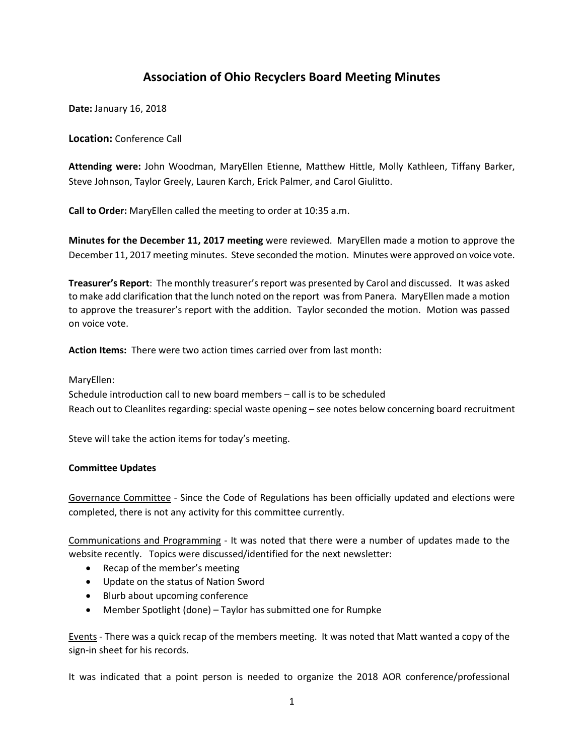# Association of Ohio Recyclers Board Meeting Minutes

**Date:** January 16, 2018

**Location:** Conference Call

**Attending were:** John Woodman, MaryEllen Etienne, Matthew Hittle, Molly Kathleen, Tiffany Barker, Steve Johnson, Taylor Greely, Lauren Karch, Erick Palmer, and Carol Giulitto.

**Call to Order:** MaryEllen called the meeting to order at 10:35 a.m.

**Minutes for the December 11, 2017 meeting** were reviewed. MaryEllen made a motion to approve the December 11, 2017 meeting minutes. Steve seconded the motion. Minutes were approved on voice vote.

**Treasurer's Report**: The monthly treasurer's report was presented by Carol and discussed. It was asked to make add clarification that the lunch noted on the report was from Panera. MaryEllen made a motion to approve the treasurer's report with the addition. Taylor seconded the motion. Motion was passed on voice vote.

**Action Items:** There were two action times carried over from last month:

MaryEllen:
Schedule introduction call to new board members – call is to be scheduled
Reach out to Cleanlites regarding: special waste opening – see notes below concerning board recruitment

Steve will take the action items for today's meeting.

**Committee Updates**

Governance Committee - Since the Code of Regulations has been officially updated and elections were completed, there is not any activity for this committee currently.

Communications and Programming - It was noted that there were a number of updates made to the website recently. Topics were discussed/identified for the next newsletter:

- Recap of the member's meeting
- Update on the status of Nation Sword
- Blurb about upcoming conference
- Member Spotlight (done) – Taylor has submitted one for Rumpke

Events - There was a quick recap of the members meeting. It was noted that Matt wanted a copy of the sign-in sheet for his records.

It was indicated that a point person is needed to organize the 2018 AOR conference/professional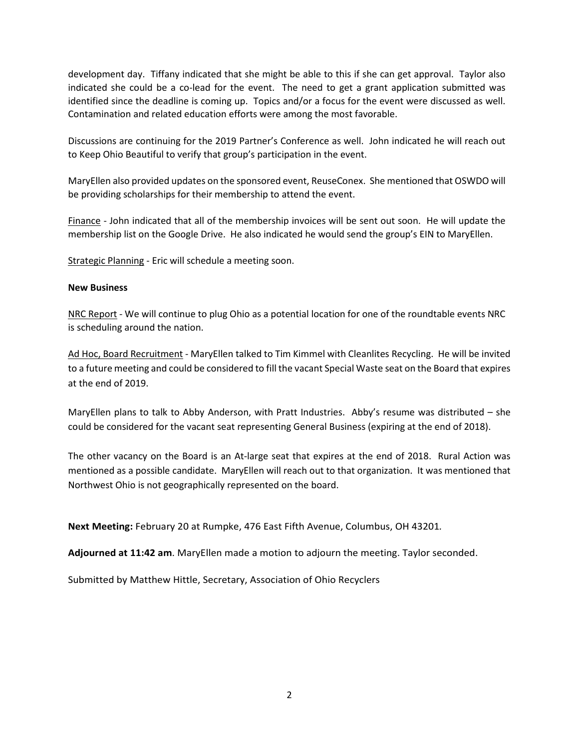development day. Tiffany indicated that she might be able to this if she can get approval. Taylor also indicated she could be a co-lead for the event. The need to get a grant application submitted was identified since the deadline is coming up. Topics and/or a focus for the event were discussed as well. Contamination and related education efforts were among the most favorable.

Discussions are continuing for the 2019 Partner's Conference as well. John indicated he will reach out to Keep Ohio Beautiful to verify that group's participation in the event.

MaryEllen also provided updates on the sponsored event, ReuseConex. She mentioned that OSWDO will be providing scholarships for their membership to attend the event.

<u>Finance</u> - John indicated that all of the membership invoices will be sent out soon. He will update the membership list on the Google Drive. He also indicated he would send the group's EIN to MaryEllen.

<u>Strategic Planning</u> - Eric will schedule a meeting soon.

**New Business**

<u>NRC Report</u> - We will continue to plug Ohio as a potential location for one of the roundtable events NRC is scheduling around the nation.

<u>Ad Hoc, Board Recruitment</u> - MaryEllen talked to Tim Kimmel with Cleanlites Recycling. He will be invited to a future meeting and could be considered to fill the vacant Special Waste seat on the Board that expires at the end of 2019.

MaryEllen plans to talk to Abby Anderson, with Pratt Industries. Abby's resume was distributed – she could be considered for the vacant seat representing General Business (expiring at the end of 2018).

The other vacancy on the Board is an At-large seat that expires at the end of 2018. Rural Action was mentioned as a possible candidate. MaryEllen will reach out to that organization. It was mentioned that Northwest Ohio is not geographically represented on the board.

**Next Meeting:** February 20 at Rumpke, 476 East Fifth Avenue, Columbus, OH 43201.

**Adjourned at 11:42 am**. MaryEllen made a motion to adjourn the meeting. Taylor seconded.

Submitted by Matthew Hittle, Secretary, Association of Ohio Recyclers